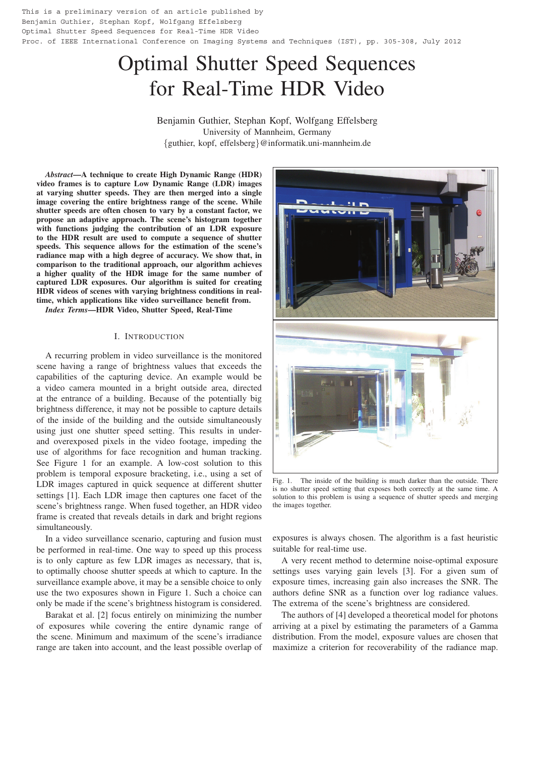This is a preliminary version of an article published by
Benjamin Guthier, Stephan Kopf, Wolfgang Effelsberg
Optimal Shutter Speed Sequences for Real-Time HDR Video
Proc. of IEEE International Conference on Imaging Systems and Techniques (IST), pp. 305-308, July 2012

# Optimal Shutter Speed Sequences for Real-Time HDR Video

Benjamin Guthier, Stephan Kopf, Wolfgang Effelsberg
University of Mannheim, Germany
{guthier, kopf, effelsberg}@informatik.uni-mannheim.de

***Abstract*—A technique to create High Dynamic Range (HDR) video frames is to capture Low Dynamic Range (LDR) images at varying shutter speeds. They are then merged into a single image covering the entire brightness range of the scene. While shutter speeds are often chosen to vary by a constant factor, we propose an adaptive approach. The scene's histogram together with functions judging the contribution of an LDR exposure to the HDR result are used to compute a sequence of shutter speeds. This sequence allows for the estimation of the scene's radiance map with a high degree of accuracy. We show that, in comparison to the traditional approach, our algorithm achieves a higher quality of the HDR image for the same number of captured LDR exposures. Our algorithm is suited for creating HDR videos of scenes with varying brightness conditions in real-time, which applications like video surveillance benefit from.**

***Index Terms*—HDR Video, Shutter Speed, Real-Time**

## I. Introduction

A recurring problem in video surveillance is the monitored scene having a range of brightness values that exceeds the capabilities of the capturing device. An example would be a video camera mounted in a bright outside area, directed at the entrance of a building. Because of the potentially big brightness difference, it may not be possible to capture details of the inside of the building and the outside simultaneously using just one shutter speed setting. This results in under- and overexposed pixels in the video footage, impeding the use of algorithms for face recognition and human tracking. See Figure 1 for an example. A low-cost solution to this problem is temporal exposure bracketing, i.e., using a set of LDR images captured in quick sequence at different shutter settings [1]. Each LDR image then captures one facet of the scene's brightness range. When fused together, an HDR video frame is created that reveals details in dark and bright regions simultaneously.

In a video surveillance scenario, capturing and fusion must be performed in real-time. One way to speed up this process is to only capture as few LDR images as necessary, that is, to optimally choose shutter speeds at which to capture. In the surveillance example above, it may be a sensible choice to only use the two exposures shown in Figure 1. Such a choice can only be made if the scene's brightness histogram is considered.

Barakat et al. [2] focus entirely on minimizing the number of exposures while covering the entire dynamic range of the scene. Minimum and maximum of the scene's irradiance range are taken into account, and the least possible overlap of exposures is always chosen. The algorithm is a fast heuristic suitable for real-time use.

Fig. 1. The inside of the building is much darker than the outside. There is no shutter speed setting that exposes both correctly at the same time. A solution to this problem is using a sequence of shutter speeds and merging the images together.

A very recent method to determine noise-optimal exposure settings uses varying gain levels [3]. For a given sum of exposure times, increasing gain also increases the SNR. The authors define SNR as a function over log radiance values. The extrema of the scene's brightness are considered.

The authors of [4] developed a theoretical model for photons arriving at a pixel by estimating the parameters of a Gamma distribution. From the model, exposure values are chosen that maximize a criterion for recoverability of the radiance map.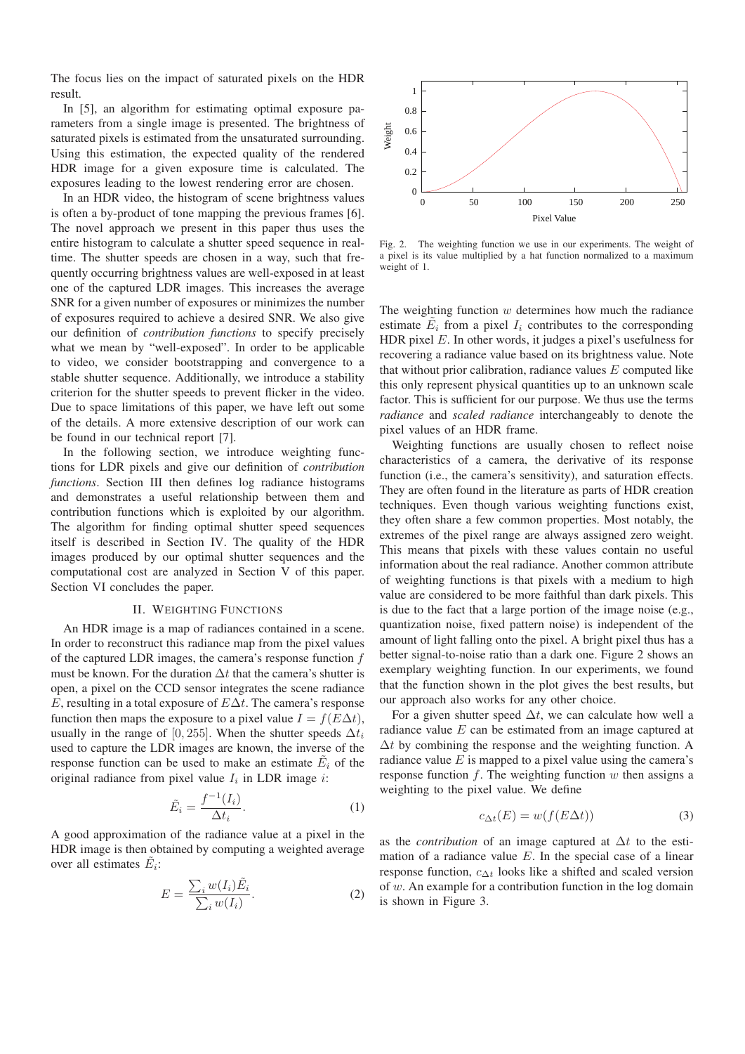The focus lies on the impact of saturated pixels on the HDR result.

In [5], an algorithm for estimating optimal exposure parameters from a single image is presented. The brightness of saturated pixels is estimated from the unsaturated surrounding. Using this estimation, the expected quality of the rendered HDR image for a given exposure time is calculated. The exposures leading to the lowest rendering error are chosen.

In an HDR video, the histogram of scene brightness values is often a by-product of tone mapping the previous frames [6]. The novel approach we present in this paper thus uses the entire histogram to calculate a shutter speed sequence in real-time. The shutter speeds are chosen in a way, such that frequently occurring brightness values are well-exposed in at least one of the captured LDR images. This increases the average SNR for a given number of exposures or minimizes the number of exposures required to achieve a desired SNR. We also give our definition of *contribution functions* to specify precisely what we mean by "well-exposed". In order to be applicable to video, we consider bootstrapping and convergence to a stable shutter sequence. Additionally, we introduce a stability criterion for the shutter speeds to prevent flicker in the video. Due to space limitations of this paper, we have left out some of the details. A more extensive description of our work can be found in our technical report [7].

In the following section, we introduce weighting functions for LDR pixels and give our definition of *contribution functions*. Section III then defines log radiance histograms and demonstrates a useful relationship between them and contribution functions which is exploited by our algorithm. The algorithm for finding optimal shutter speed sequences itself is described in Section IV. The quality of the HDR images produced by our optimal shutter sequences and the computational cost are analyzed in Section V of this paper. Section VI concludes the paper.

## II. Weighting Functions

An HDR image is a map of radiances contained in a scene. In order to reconstruct this radiance map from the pixel values of the captured LDR images, the camera's response function $f$ must be known. For the duration $\Delta t$ that the camera's shutter is open, a pixel on the CCD sensor integrates the scene radiance $E$, resulting in a total exposure of $E\Delta t$. The camera's response function then maps the exposure to a pixel value $I = f(E\Delta t)$, usually in the range of $[0, 255]$. When the shutter speeds $\Delta t_i$ used to capture the LDR images are known, the inverse of the response function can be used to make an estimate $\tilde{E}_i$ of the original radiance from pixel value $I_i$ in LDR image $i$:

$$\tilde{E}_i = \frac{f^{-1}(I_i)}{\Delta t_i}. \tag{1}$$

A good approximation of the radiance value at a pixel in the HDR image is then obtained by computing a weighted average over all estimates $\tilde{E}_i$:

$$E = \frac{\sum_i w(I_i)\tilde{E}_i}{\sum_i w(I_i)}. \tag{2}$$

Weight

1
0.8
0.6
0.4
0.2
0

0 50 100 150 200 250

Pixel Value

Fig. 2. The weighting function we use in our experiments. The weight of a pixel is its value multiplied by a hat function normalized to a maximum weight of 1.

The weighting function $w$ determines how much the radiance estimate $\tilde{E}_i$ from a pixel $I_i$ contributes to the corresponding HDR pixel $E$. In other words, it judges a pixel's usefulness for recovering a radiance value based on its brightness value. Note that without prior calibration, radiance values $E$ computed like this only represent physical quantities up to an unknown scale factor. This is sufficient for our purpose. We thus use the terms *radiance* and *scaled radiance* interchangeably to denote the pixel values of an HDR frame.

Weighting functions are usually chosen to reflect noise characteristics of a camera, the derivative of its response function (i.e., the camera's sensitivity), and saturation effects. They are often found in the literature as parts of HDR creation techniques. Even though various weighting functions exist, they often share a few common properties. Most notably, the extremes of the pixel range are always assigned zero weight. This means that pixels with these values contain no useful information about the real radiance. Another common attribute of weighting functions is that pixels with a medium to high value are considered to be more faithful than dark pixels. This is due to the fact that a large portion of the image noise (e.g., quantization noise, fixed pattern noise) is independent of the amount of light falling onto the pixel. A bright pixel thus has a better signal-to-noise ratio than a dark one. Figure 2 shows an exemplary weighting function. In our experiments, we found that the function shown in the plot gives the best results, but our approach also works for any other choice.

For a given shutter speed $\Delta t$, we can calculate how well a radiance value $E$ can be estimated from an image captured at $\Delta t$ by combining the response and the weighting function. A radiance value $E$ is mapped to a pixel value using the camera's response function $f$. The weighting function $w$ then assigns a weighting to the pixel value. We define

$$c_{\Delta t}(E) = w(f(E\Delta t)) \tag{3}$$

as the *contribution* of an image captured at $\Delta t$ to the estimation of a radiance value $E$. In the special case of a linear response function, $c_{\Delta t}$ looks like a shifted and scaled version of $w$. An example for a contribution function in the log domain is shown in Figure 3.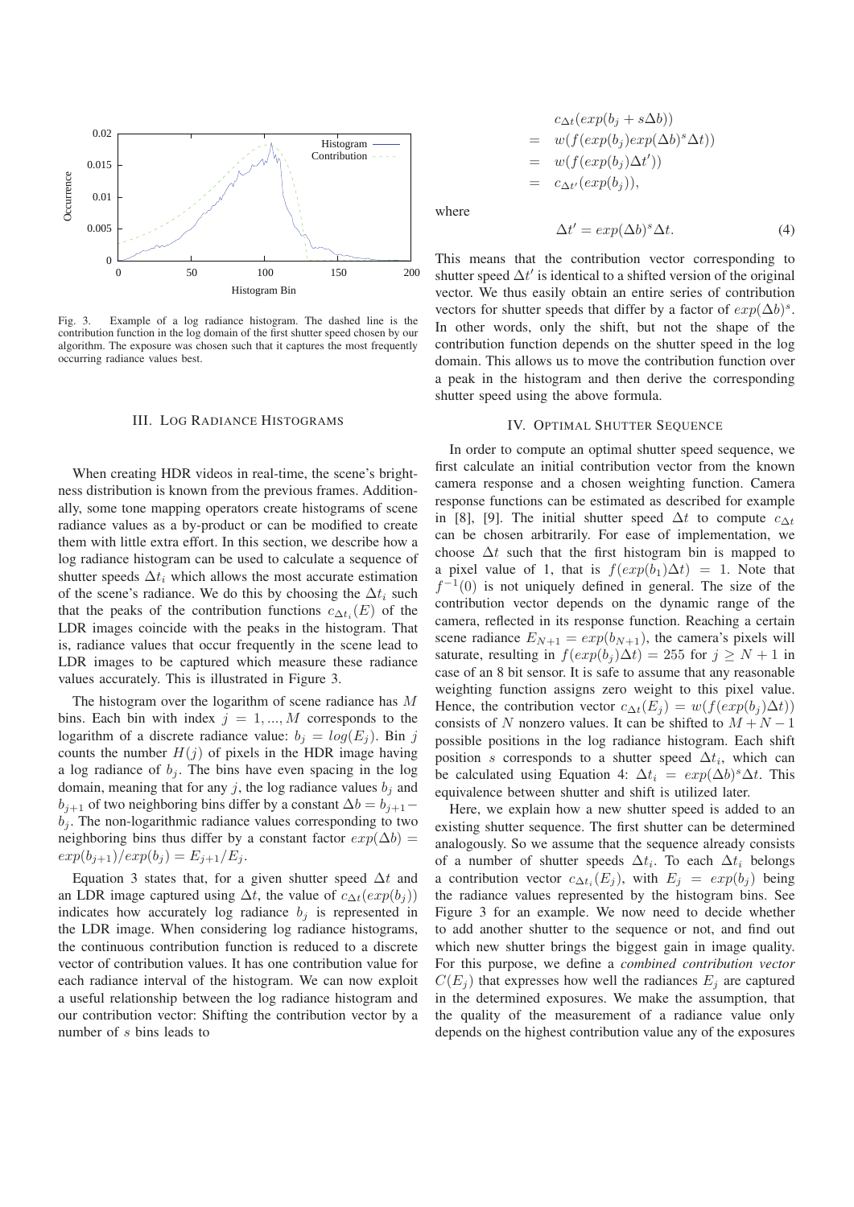Fig. 3. Example of a log radiance histogram. The dashed line is the contribution function in the log domain of the first shutter speed chosen by our algorithm. The exposure was chosen such that it captures the most frequently occurring radiance values best.

## III. Log Radiance Histograms

When creating HDR videos in real-time, the scene's brightness distribution is known from the previous frames. Additionally, some tone mapping operators create histograms of scene radiance values as a by-product or can be modified to create them with little extra effort. In this section, we describe how a log radiance histogram can be used to calculate a sequence of shutter speeds $\Delta t_i$ which allows the most accurate estimation of the scene's radiance. We do this by choosing the $\Delta t_i$ such that the peaks of the contribution functions $c_{\Delta t_i}(E)$ of the LDR images coincide with the peaks in the histogram. That is, radiance values that occur frequently in the scene lead to LDR images to be captured which measure these radiance values accurately. This is illustrated in Figure 3.

The histogram over the logarithm of scene radiance has $M$ bins. Each bin with index $j = 1, ..., M$ corresponds to the logarithm of a discrete radiance value: $b_j = log(E_j)$. Bin $j$ counts the number $H(j)$ of pixels in the HDR image having a log radiance of $b_j$. The bins have even spacing in the log domain, meaning that for any $j$, the log radiance values $b_j$ and $b_{j+1}$ of two neighboring bins differ by a constant $\Delta b = b_{j+1} - b_j$. The non-logarithmic radiance values corresponding to two neighboring bins thus differ by a constant factor $exp(\Delta b) = exp(b_{j+1})/exp(b_j) = E_{j+1}/E_j$.

Equation 3 states that, for a given shutter speed $\Delta t$ and an LDR image captured using $\Delta t$, the value of $c_{\Delta t}(exp(b_j))$ indicates how accurately log radiance $b_j$ is represented in the LDR image. When considering log radiance histograms, the continuous contribution function is reduced to a discrete vector of contribution values. It has one contribution value for each radiance interval of the histogram. We can now exploit a useful relationship between the log radiance histogram and our contribution vector: Shifting the contribution vector by a number of $s$ bins leads to

$$\begin{aligned} & c_{\Delta t}(exp(b_j + s\Delta b)) \\ = \;& w(f(exp(b_j)exp(\Delta b)^s \Delta t)) \\ = \;& w(f(exp(b_j)\Delta t')) \\ = \;& c_{\Delta t'}(exp(b_j)), \end{aligned}$$

where

$$\Delta t' = exp(\Delta b)^s \Delta t. \tag{4}$$

This means that the contribution vector corresponding to shutter speed $\Delta t'$ is identical to a shifted version of the original vector. We thus easily obtain an entire series of contribution vectors for shutter speeds that differ by a factor of $exp(\Delta b)^s$. In other words, only the shift, but not the shape of the contribution function depends on the shutter speed in the log domain. This allows us to move the contribution function over a peak in the histogram and then derive the corresponding shutter speed using the above formula.

## IV. Optimal Shutter Sequence

In order to compute an optimal shutter speed sequence, we first calculate an initial contribution vector from the known camera response and a chosen weighting function. Camera response functions can be estimated as described for example in [8], [9]. The initial shutter speed $\Delta t$ to compute $c_{\Delta t}$ can be chosen arbitrarily. For ease of implementation, we choose $\Delta t$ such that the first histogram bin is mapped to a pixel value of 1, that is $f(exp(b_1)\Delta t) = 1$. Note that $f^{-1}(0)$ is not uniquely defined in general. The size of the contribution vector depends on the dynamic range of the camera, reflected in its response function. Reaching a certain scene radiance $E_{N+1} = exp(b_{N+1})$, the camera's pixels will saturate, resulting in $f(exp(b_j)\Delta t) = 255$ for $j \geq N + 1$ in case of an 8 bit sensor. It is safe to assume that any reasonable weighting function assigns zero weight to this pixel value. Hence, the contribution vector $c_{\Delta t}(E_j) = w(f(exp(b_j)\Delta t))$ consists of $N$ nonzero values. It can be shifted to $M + N - 1$ possible positions in the log radiance histogram. Each shift position $s$ corresponds to a shutter speed $\Delta t_i$, which can be calculated using Equation 4: $\Delta t_i = exp(\Delta b)^s \Delta t$. This equivalence between shutter and shift is utilized later.

Here, we explain how a new shutter speed is added to an existing shutter sequence. The first shutter can be determined analogously. So we assume that the sequence already consists of a number of shutter speeds $\Delta t_i$. To each $\Delta t_i$ belongs a contribution vector $c_{\Delta t_i}(E_j)$, with $E_j = exp(b_j)$ being the radiance values represented by the histogram bins. See Figure 3 for an example. We now need to decide whether to add another shutter to the sequence or not, and find out which new shutter brings the biggest gain in image quality. For this purpose, we define a *combined contribution vector* $C(E_j)$ that expresses how well the radiances $E_j$ are captured in the determined exposures. We make the assumption, that the quality of the measurement of a radiance value only depends on the highest contribution value any of the exposures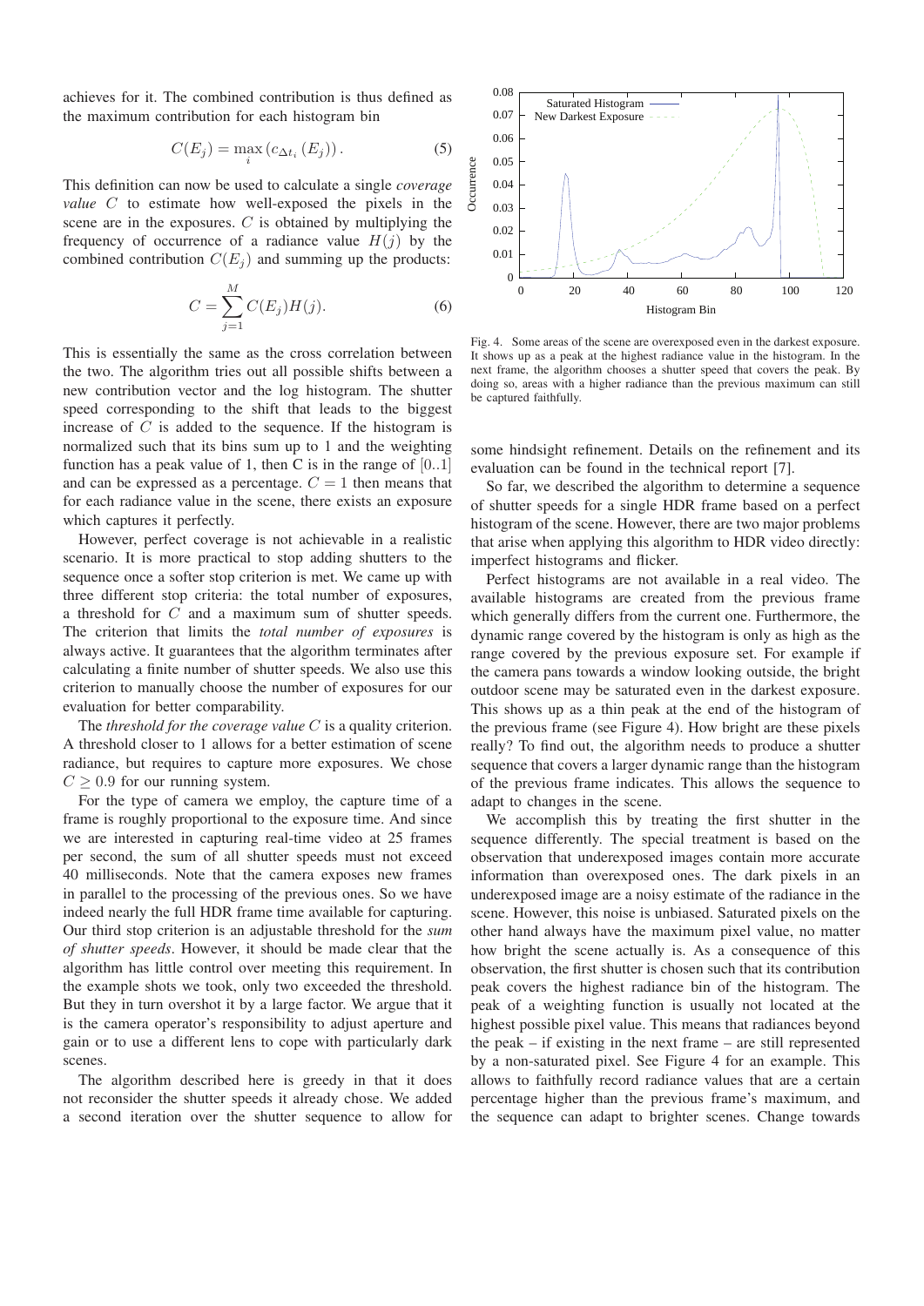achieves for it. The combined contribution is thus defined as the maximum contribution for each histogram bin

$$C(E_j) = \max_i \left(c_{\Delta t_i}(E_j)\right). \tag{5}$$

This definition can now be used to calculate a single *coverage value* $C$ to estimate how well-exposed the pixels in the scene are in the exposures. $C$ is obtained by multiplying the frequency of occurrence of a radiance value $H(j)$ by the combined contribution $C(E_j)$ and summing up the products:

$$C = \sum_{j=1}^{M} C(E_j)H(j). \tag{6}$$

This is essentially the same as the cross correlation between the two. The algorithm tries out all possible shifts between a new contribution vector and the log histogram. The shutter speed corresponding to the shift that leads to the biggest increase of $C$ is added to the sequence. If the histogram is normalized such that its bins sum up to 1 and the weighting function has a peak value of 1, then C is in the range of $[0..1]$ and can be expressed as a percentage. $C = 1$ then means that for each radiance value in the scene, there exists an exposure which captures it perfectly.

However, perfect coverage is not achievable in a realistic scenario. It is more practical to stop adding shutters to the sequence once a softer stop criterion is met. We came up with three different stop criteria: the total number of exposures, a threshold for $C$ and a maximum sum of shutter speeds. The criterion that limits the *total number of exposures* is always active. It guarantees that the algorithm terminates after calculating a finite number of shutter speeds. We also use this criterion to manually choose the number of exposures for our evaluation for better comparability.

The *threshold for the coverage value* $C$ is a quality criterion. A threshold closer to 1 allows for a better estimation of scene radiance, but requires to capture more exposures. We chose $C \geq 0.9$ for our running system.

For the type of camera we employ, the capture time of a frame is roughly proportional to the exposure time. And since we are interested in capturing real-time video at 25 frames per second, the sum of all shutter speeds must not exceed 40 milliseconds. Note that the camera exposes new frames in parallel to the processing of the previous ones. So we have indeed nearly the full HDR frame time available for capturing. Our third stop criterion is an adjustable threshold for the *sum of shutter speeds*. However, it should be made clear that the algorithm has little control over meeting this requirement. In the example shots we took, only two exceeded the threshold. But they in turn overshot it by a large factor. We argue that it is the camera operator's responsibility to adjust aperture and gain or to use a different lens to cope with particularly dark scenes.

The algorithm described here is greedy in that it does not reconsider the shutter speeds it already chose. We added a second iteration over the shutter sequence to allow for some hindsight refinement. Details on the refinement and its evaluation can be found in the technical report [7].

Fig. 4. Some areas of the scene are overexposed even in the darkest exposure. It shows up as a peak at the highest radiance value in the histogram. In the next frame, the algorithm chooses a shutter speed that covers the peak. By doing so, areas with a higher radiance than the previous maximum can still be captured faithfully.

So far, we described the algorithm to determine a sequence of shutter speeds for a single HDR frame based on a perfect histogram of the scene. However, there are two major problems that arise when applying this algorithm to HDR video directly: imperfect histograms and flicker.

Perfect histograms are not available in a real video. The available histograms are created from the previous frame which generally differs from the current one. Furthermore, the dynamic range covered by the histogram is only as high as the range covered by the previous exposure set. For example if the camera pans towards a window looking outside, the bright outdoor scene may be saturated even in the darkest exposure. This shows up as a thin peak at the end of the histogram of the previous frame (see Figure 4). How bright are these pixels really? To find out, the algorithm needs to produce a shutter sequence that covers a larger dynamic range than the histogram of the previous frame indicates. This allows the sequence to adapt to changes in the scene.

We accomplish this by treating the first shutter in the sequence differently. The special treatment is based on the observation that underexposed images contain more accurate information than overexposed ones. The dark pixels in an underexposed image are a noisy estimate of the radiance in the scene. However, this noise is unbiased. Saturated pixels on the other hand always have the maximum pixel value, no matter how bright the scene actually is. As a consequence of this observation, the first shutter is chosen such that its contribution peak covers the highest radiance bin of the histogram. The peak of a weighting function is usually not located at the highest possible pixel value. This means that radiances beyond the peak – if existing in the next frame – are still represented by a non-saturated pixel. See Figure 4 for an example. This allows to faithfully record radiance values that are a certain percentage higher than the previous frame's maximum, and the sequence can adapt to brighter scenes. Change towards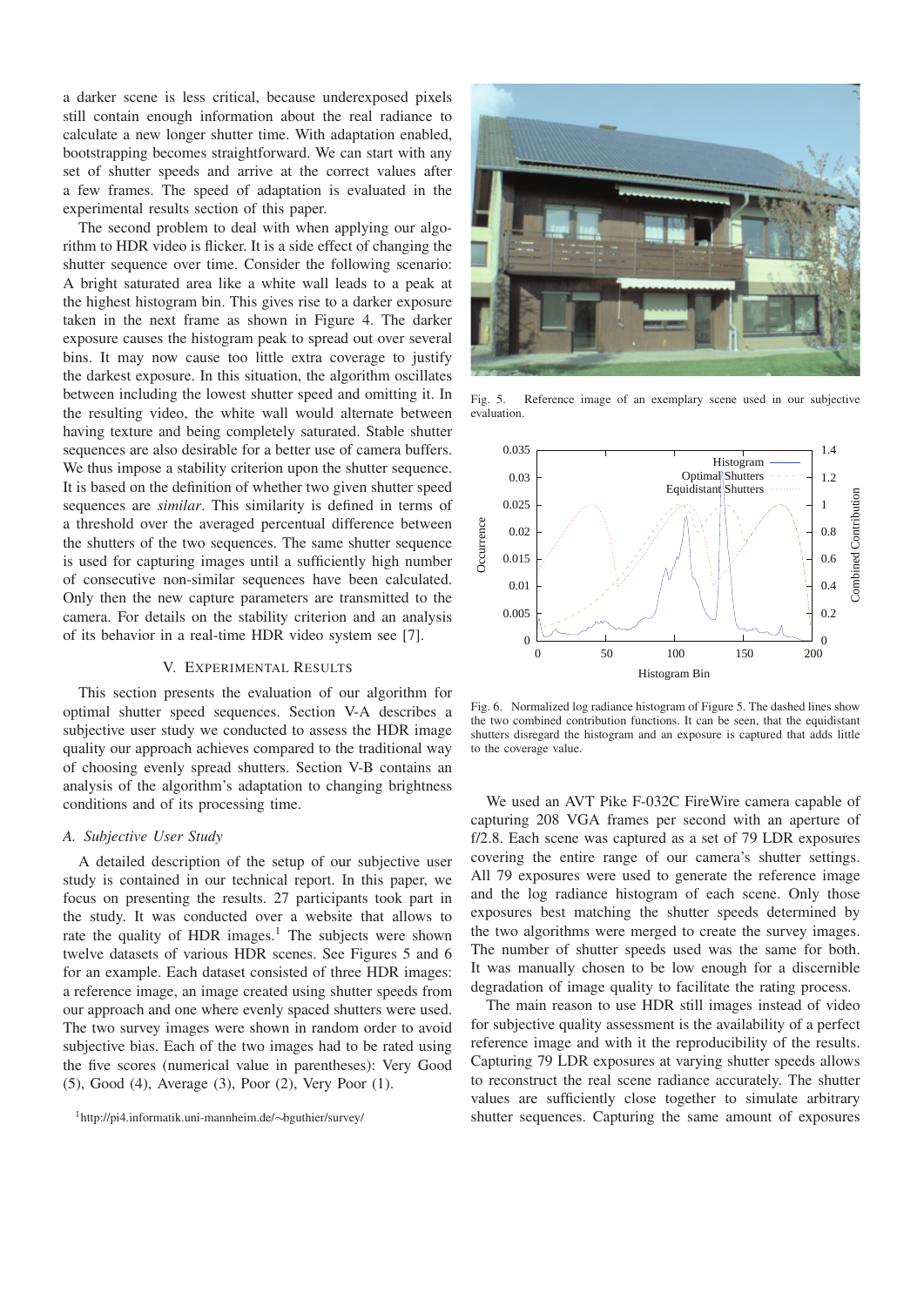a darker scene is less critical, because underexposed pixels still contain enough information about the real radiance to calculate a new longer shutter time. With adaptation enabled, bootstrapping becomes straightforward. We can start with any set of shutter speeds and arrive at the correct values after a few frames. The speed of adaptation is evaluated in the experimental results section of this paper.

The second problem to deal with when applying our algorithm to HDR video is flicker. It is a side effect of changing the shutter sequence over time. Consider the following scenario: A bright saturated area like a white wall leads to a peak at the highest histogram bin. This gives rise to a darker exposure taken in the next frame as shown in Figure 4. The darker exposure causes the histogram peak to spread out over several bins. It may now cause too little extra coverage to justify the darkest exposure. In this situation, the algorithm oscillates between including the lowest shutter speed and omitting it. In the resulting video, the white wall would alternate between having texture and being completely saturated. Stable shutter sequences are also desirable for a better use of camera buffers. We thus impose a stability criterion upon the shutter sequence. It is based on the definition of whether two given shutter speed sequences are *similar*. This similarity is defined in terms of a threshold over the averaged percentual difference between the shutters of the two sequences. The same shutter sequence is used for capturing images until a sufficiently high number of consecutive non-similar sequences have been calculated. Only then the new capture parameters are transmitted to the camera. For details on the stability criterion and an analysis of its behavior in a real-time HDR video system see [7].

## V. Experimental Results

This section presents the evaluation of our algorithm for optimal shutter speed sequences. Section V-A describes a subjective user study we conducted to assess the HDR image quality our approach achieves compared to the traditional way of choosing evenly spread shutters. Section V-B contains an analysis of the algorithm's adaptation to changing brightness conditions and of its processing time.

### A. Subjective User Study

A detailed description of the setup of our subjective user study is contained in our technical report. In this paper, we focus on presenting the results. 27 participants took part in the study. It was conducted over a website that allows to rate the quality of HDR images.[1] The subjects were shown twelve datasets of various HDR scenes. See Figures 5 and 6 for an example. Each dataset consisted of three HDR images: a reference image, an image created using shutter speeds from our approach and one where evenly spaced shutters were used. The two survey images were shown in random order to avoid subjective bias. Each of the two images had to be rated using the five scores (numerical value in parentheses): Very Good (5), Good (4), Average (3), Poor (2), Very Poor (1).

[1] http://pi4.informatik.uni-mannheim.de/~bguthier/survey/

Fig. 5. Reference image of an exemplary scene used in our subjective evaluation.

Occurrence
0.035
0.03
0.025
0.02
0.015
0.01
0.005
0

Combined Contribution
1.4
1.2
1
0.8
0.6
0.4
0.2
0

Histogram Bin
0
50
100
150
200

Histogram
Optimal Shutters
Equidistant Shutters

Fig. 6. Normalized log radiance histogram of Figure 5. The dashed lines show the two combined contribution functions. It can be seen, that the equidistant shutters disregard the histogram and an exposure is captured that adds little to the coverage value.

We used an AVT Pike F-032C FireWire camera capable of capturing 208 VGA frames per second with an aperture of f/2.8. Each scene was captured as a set of 79 LDR exposures covering the entire range of our camera's shutter settings. All 79 exposures were used to generate the reference image and the log radiance histogram of each scene. Only those exposures best matching the shutter speeds determined by the two algorithms were merged to create the survey images. The number of shutter speeds used was the same for both. It was manually chosen to be low enough for a discernible degradation of image quality to facilitate the rating process.

The main reason to use HDR still images instead of video for subjective quality assessment is the availability of a perfect reference image and with it the reproducibility of the results. Capturing 79 LDR exposures at varying shutter speeds allows to reconstruct the real scene radiance accurately. The shutter values are sufficiently close together to simulate arbitrary shutter sequences. Capturing the same amount of exposures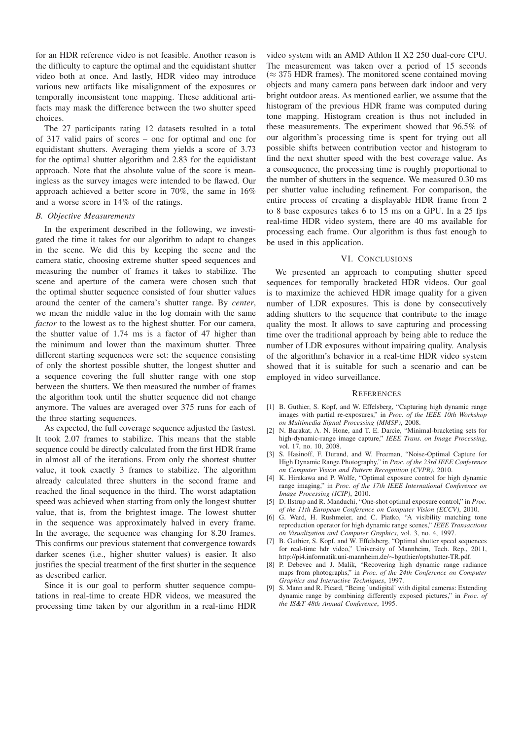for an HDR reference video is not feasible. Another reason is the difficulty to capture the optimal and the equidistant shutter video both at once. And lastly, HDR video may introduce various new artifacts like misalignment of the exposures or temporally inconsistent tone mapping. These additional artifacts may mask the difference between the two shutter speed choices.

The 27 participants rating 12 datasets resulted in a total of 317 valid pairs of scores – one for optimal and one for equidistant shutters. Averaging them yields a score of 3.73 for the optimal shutter algorithm and 2.83 for the equidistant approach. Note that the absolute value of the score is meaningless as the survey images were intended to be flawed. Our approach achieved a better score in 70%, the same in 16% and a worse score in 14% of the ratings.

### B. Objective Measurements

In the experiment described in the following, we investigated the time it takes for our algorithm to adapt to changes in the scene. We did this by keeping the scene and the camera static, choosing extreme shutter speed sequences and measuring the number of frames it takes to stabilize. The scene and aperture of the camera were chosen such that the optimal shutter sequence consisted of four shutter values around the center of the camera's shutter range. By *center*, we mean the middle value in the log domain with the same *factor* to the lowest as to the highest shutter. For our camera, the shutter value of 1.74 ms is a factor of 47 higher than the minimum and lower than the maximum shutter. Three different starting sequences were set: the sequence consisting of only the shortest possible shutter, the longest shutter and a sequence covering the full shutter range with one stop between the shutters. We then measured the number of frames the algorithm took until the shutter sequence did not change anymore. The values are averaged over 375 runs for each of the three starting sequences.

As expected, the full coverage sequence adjusted the fastest. It took 2.07 frames to stabilize. This means that the stable sequence could be directly calculated from the first HDR frame in almost all of the iterations. From only the shortest shutter value, it took exactly 3 frames to stabilize. The algorithm already calculated three shutters in the second frame and reached the final sequence in the third. The worst adaptation speed was achieved when starting from only the longest shutter value, that is, from the brightest image. The lowest shutter in the sequence was approximately halved in every frame. In the average, the sequence was changing for 8.20 frames. This confirms our previous statement that convergence towards darker scenes (i.e., higher shutter values) is easier. It also justifies the special treatment of the first shutter in the sequence as described earlier.

Since it is our goal to perform shutter sequence computations in real-time to create HDR videos, we measured the processing time taken by our algorithm in a real-time HDR video system with an AMD Athlon II X2 250 dual-core CPU. The measurement was taken over a period of 15 seconds ($\approx 375$ HDR frames). The monitored scene contained moving objects and many camera pans between dark indoor and very bright outdoor areas. As mentioned earlier, we assume that the histogram of the previous HDR frame was computed during tone mapping. Histogram creation is thus not included in these measurements. The experiment showed that 96.5% of our algorithm's processing time is spent for trying out all possible shifts between contribution vector and histogram to find the next shutter speed with the best coverage value. As a consequence, the processing time is roughly proportional to the number of shutters in the sequence. We measured 0.30 ms per shutter value including refinement. For comparison, the entire process of creating a displayable HDR frame from 2 to 8 base exposures takes 6 to 15 ms on a GPU. In a 25 fps real-time HDR video system, there are 40 ms available for processing each frame. Our algorithm is thus fast enough to be used in this application.

## VI. Conclusions

We presented an approach to computing shutter speed sequences for temporally bracketed HDR videos. Our goal is to maximize the achieved HDR image quality for a given number of LDR exposures. This is done by consecutively adding shutters to the sequence that contribute to the image quality the most. It allows to save capturing and processing time over the traditional approach by being able to reduce the number of LDR exposures without impairing quality. Analysis of the algorithm's behavior in a real-time HDR video system showed that it is suitable for such a scenario and can be employed in video surveillance.

## References

[1] B. Guthier, S. Kopf, and W. Effelsberg, "Capturing high dynamic range images with partial re-exposures," in *Proc. of the IEEE 10th Workshop on Multimedia Signal Processing (MMSP)*, 2008.

[2] N. Barakat, A. N. Hone, and T. E. Darcie, "Minimal-bracketing sets for high-dynamic-range image capture," *IEEE Trans. on Image Processing*, vol. 17, no. 10, 2008.

[3] S. Hasinoff, F. Durand, and W. Freeman, "Noise-Optimal Capture for High Dynamic Range Photography," in *Proc. of the 23rd IEEE Conference on Computer Vision and Pattern Recognition (CVPR)*, 2010.

[4] K. Hirakawa and P. Wolfe, "Optimal exposure control for high dynamic range imaging," in *Proc. of the 17th IEEE International Conference on Image Processing (ICIP)*, 2010.

[5] D. Ilstrup and R. Manduchi, "One-shot optimal exposure control," in *Proc. of the 11th European Conference on Computer Vision (ECCV)*, 2010.

[6] G. Ward, H. Rushmeier, and C. Piatko, "A visibility matching tone reproduction operator for high dynamic range scenes," *IEEE Transactions on Visualization and Computer Graphics*, vol. 3, no. 4, 1997.

[7] B. Guthier, S. Kopf, and W. Effelsberg, "Optimal shutter speed sequences for real-time hdr video," University of Mannheim, Tech. Rep., 2011, http://pi4.informatik.uni-mannheim.de/∼bguthier/optshutter-TR.pdf.

[8] P. Debevec and J. Malik, "Recovering high dynamic range radiance maps from photographs," in *Proc. of the 24th Conference on Computer Graphics and Interactive Techniques*, 1997.

[9] S. Mann and R. Picard, "Being 'undigital' with digital cameras: Extending dynamic range by combining differently exposed pictures," in *Proc. of the IS&T 48th Annual Conference*, 1995.